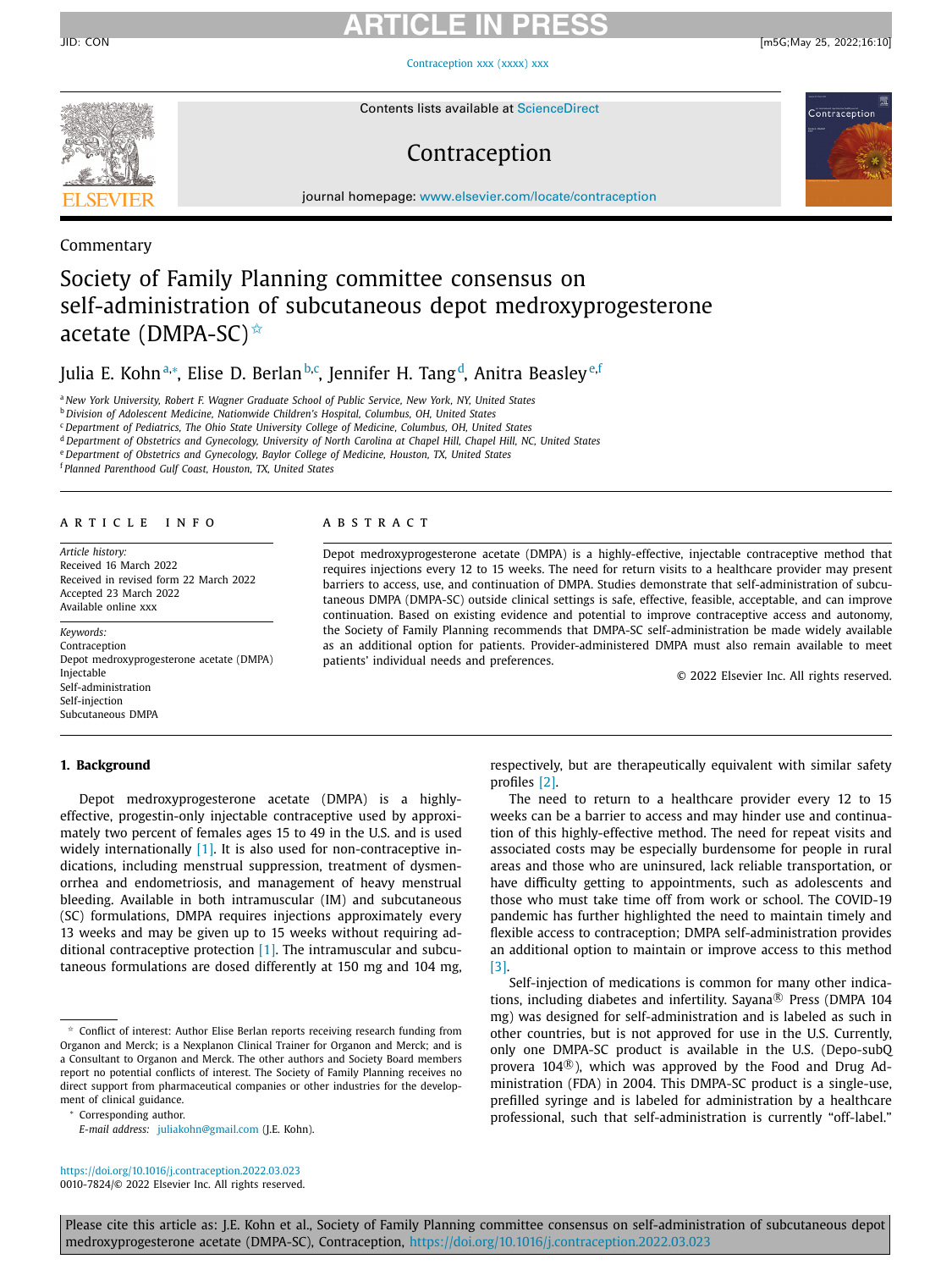Commentary

# Society of Family Planning committee consensus on self-administration of subcutaneous depot medroxyprogesterone acetate (DMPA-SC)☆

Julia E. Kohn[a,*], Elise D. Berlan[b,c], Jennifer H. Tang[d], Anitra Beasley[e,f]

[a] New York University, Robert F. Wagner Graduate School of Public Service, New York, NY, United States
[b] Division of Adolescent Medicine, Nationwide Children's Hospital, Columbus, OH, United States
[c] Department of Pediatrics, The Ohio State University College of Medicine, Columbus, OH, United States
[d] Department of Obstetrics and Gynecology, University of North Carolina at Chapel Hill, Chapel Hill, NC, United States
[e] Department of Obstetrics and Gynecology, Baylor College of Medicine, Houston, TX, United States
[f] Planned Parenthood Gulf Coast, Houston, TX, United States

## ARTICLE INFO

*Article history:*
Received 16 March 2022
Received in revised form 22 March 2022
Accepted 23 March 2022
Available online xxx

*Keywords:*
Contraception
Depot medroxyprogesterone acetate (DMPA)
Injectable
Self-administration
Self-injection
Subcutaneous DMPA

## ABSTRACT

Depot medroxyprogesterone acetate (DMPA) is a highly-effective, injectable contraceptive method that requires injections every 12 to 15 weeks. The need for return visits to a healthcare provider may present barriers to access, use, and continuation of DMPA. Studies demonstrate that self-administration of subcutaneous DMPA (DMPA-SC) outside clinical settings is safe, effective, feasible, acceptable, and can improve continuation. Based on existing evidence and potential to improve contraceptive access and autonomy, the Society of Family Planning recommends that DMPA-SC self-administration be made widely available as an additional option for patients. Provider-administered DMPA must also remain available to meet patients' individual needs and preferences.

© 2022 Elsevier Inc. All rights reserved.

## 1. Background

Depot medroxyprogesterone acetate (DMPA) is a highly-effective, progestin-only injectable contraceptive used by approximately two percent of females ages 15 to 49 in the U.S. and is used widely internationally [1]. It is also used for non-contraceptive indications, including menstrual suppression, treatment of dysmenorrhea and endometriosis, and management of heavy menstrual bleeding. Available in both intramuscular (IM) and subcutaneous (SC) formulations, DMPA requires injections approximately every 13 weeks and may be given up to 15 weeks without requiring additional contraceptive protection [1]. The intramuscular and subcutaneous formulations are dosed differently at 150 mg and 104 mg, respectively, but are therapeutically equivalent with similar safety profiles [2].

The need to return to a healthcare provider every 12 to 15 weeks can be a barrier to access and may hinder use and continuation of this highly-effective method. The need for repeat visits and associated costs may be especially burdensome for people in rural areas and those who are uninsured, lack reliable transportation, or have difficulty getting to appointments, such as adolescents and those who must take time off from work or school. The COVID-19 pandemic has further highlighted the need to maintain timely and flexible access to contraception; DMPA self-administration provides an additional option to maintain or improve access to this method [3].

Self-injection of medications is common for many other indications, including diabetes and infertility. Sayana® Press (DMPA 104 mg) was designed for self-administration and is labeled as such in other countries, but is not approved for use in the U.S. Currently, only one DMPA-SC product is available in the U.S. (Depo-subQ provera 104®), which was approved by the Food and Drug Administration (FDA) in 2004. This DMPA-SC product is a single-use, prefilled syringe and is labeled for administration by a healthcare professional, such that self-administration is currently "off-label."

☆ Conflict of interest: Author Elise Berlan reports receiving research funding from Organon and Merck; is a Nexplanon Clinical Trainer for Organon and Merck; and is a Consultant to Organon and Merck. The other authors and Society Board members report no potential conflicts of interest. The Society of Family Planning receives no direct support from pharmaceutical companies or other industries for the development of clinical guidance.

* Corresponding author.
*E-mail address:* juliakohn@gmail.com (J.E. Kohn).

https://doi.org/10.1016/j.contraception.2022.03.023
0010-7824/© 2022 Elsevier Inc. All rights reserved.

Please cite this article as: J.E. Kohn et al., Society of Family Planning committee consensus on self-administration of subcutaneous depot medroxyprogesterone acetate (DMPA-SC), Contraception, https://doi.org/10.1016/j.contraception.2022.03.023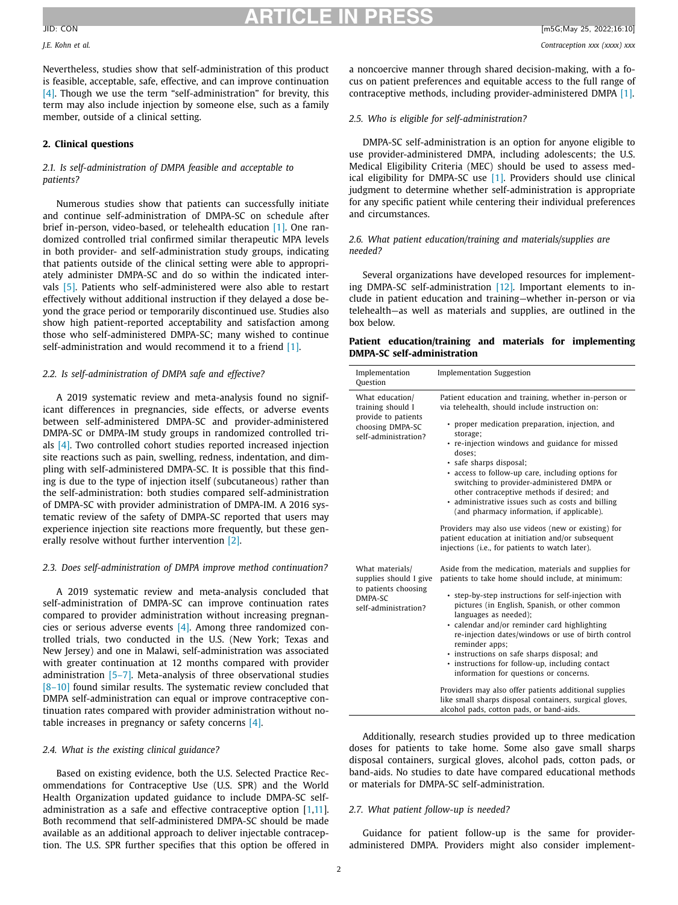Nevertheless, studies show that self-administration of this product is feasible, acceptable, safe, effective, and can improve continuation [4]. Though we use the term "self-administration" for brevity, this term may also include injection by someone else, such as a family member, outside of a clinical setting.

## 2. Clinical questions

### *2.1. Is self-administration of DMPA feasible and acceptable to patients?*

Numerous studies show that patients can successfully initiate and continue self-administration of DMPA-SC on schedule after brief in-person, video-based, or telehealth education [1]. One randomized controlled trial confirmed similar therapeutic MPA levels in both provider- and self-administration study groups, indicating that patients outside of the clinical setting were able to appropriately administer DMPA-SC and do so within the indicated intervals [5]. Patients who self-administered were also able to restart effectively without additional instruction if they delayed a dose beyond the grace period or temporarily discontinued use. Studies also show high patient-reported acceptability and satisfaction among those who self-administered DMPA-SC; many wished to continue self-administration and would recommend it to a friend [1].

### *2.2. Is self-administration of DMPA safe and effective?*

A 2019 systematic review and meta-analysis found no significant differences in pregnancies, side effects, or adverse events between self-administered DMPA-SC and provider-administered DMPA-SC or DMPA-IM study groups in randomized controlled trials [4]. Two controlled cohort studies reported increased injection site reactions such as pain, swelling, redness, indentation, and dimpling with self-administered DMPA-SC. It is possible that this finding is due to the type of injection itself (subcutaneous) rather than the self-administration: both studies compared self-administration of DMPA-SC with provider administration of DMPA-IM. A 2016 systematic review of the safety of DMPA-SC reported that users may experience injection site reactions more frequently, but these generally resolve without further intervention [2].

### *2.3. Does self-administration of DMPA improve method continuation?*

A 2019 systematic review and meta-analysis concluded that self-administration of DMPA-SC can improve continuation rates compared to provider administration without increasing pregnancies or serious adverse events [4]. Among three randomized controlled trials, two conducted in the U.S. (New York; Texas and New Jersey) and one in Malawi, self-administration was associated with greater continuation at 12 months compared with provider administration [5–7]. Meta-analysis of three observational studies [8–10] found similar results. The systematic review concluded that DMPA self-administration can equal or improve contraceptive continuation rates compared with provider administration without notable increases in pregnancy or safety concerns [4].

### *2.4. What is the existing clinical guidance?*

Based on existing evidence, both the U.S. Selected Practice Recommendations for Contraceptive Use (U.S. SPR) and the World Health Organization updated guidance to include DMPA-SC self-administration as a safe and effective contraceptive option [1,11]. Both recommend that self-administered DMPA-SC should be made available as an additional approach to deliver injectable contraception. The U.S. SPR further specifies that this option be offered in a noncoercive manner through shared decision-making, with a focus on patient preferences and equitable access to the full range of contraceptive methods, including provider-administered DMPA [1].

### *2.5. Who is eligible for self-administration?*

DMPA-SC self-administration is an option for anyone eligible to use provider-administered DMPA, including adolescents; the U.S. Medical Eligibility Criteria (MEC) should be used to assess medical eligibility for DMPA-SC use [1]. Providers should use clinical judgment to determine whether self-administration is appropriate for any specific patient while centering their individual preferences and circumstances.

### *2.6. What patient education/training and materials/supplies are needed?*

Several organizations have developed resources for implementing DMPA-SC self-administration [12]. Important elements to include in patient education and training—whether in-person or via telehealth—as well as materials and supplies, are outlined in the box below.

**Patient education/training and materials for implementing DMPA-SC self-administration**

| Implementation Question | Implementation Suggestion |
|---|---|
| What education/ training should I provide to patients choosing DMPA-SC self-administration? | Patient education and training, whether in-person or via telehealth, should include instruction on:<br>• proper medication preparation, injection, and storage;<br>• re-injection windows and guidance for missed doses;<br>• safe sharps disposal;<br>• access to follow-up care, including options for switching to provider-administered DMPA or other contraceptive methods if desired; and<br>• administrative issues such as costs and billing (and pharmacy information, if applicable).<br><br>Providers may also use videos (new or existing) for patient education at initiation and/or subsequent injections (i.e., for patients to watch later). |
| What materials/ supplies should I give to patients choosing DMPA-SC self-administration? | Aside from the medication, materials and supplies for patients to take home should include, at minimum:<br>• step-by-step instructions for self-injection with pictures (in English, Spanish, or other common languages as needed);<br>• calendar and/or reminder card highlighting re-injection dates/windows or use of birth control reminder apps;<br>• instructions on safe sharps disposal; and<br>• instructions for follow-up, including contact information for questions or concerns.<br><br>Providers may also offer patients additional supplies like small sharps disposal containers, surgical gloves, alcohol pads, cotton pads, or band-aids. |

Additionally, research studies provided up to three medication doses for patients to take home. Some also gave small sharps disposal containers, surgical gloves, alcohol pads, cotton pads, or band-aids. No studies to date have compared educational methods or materials for DMPA-SC self-administration.

### *2.7. What patient follow-up is needed?*

Guidance for patient follow-up is the same for provider-administered DMPA. Providers might also consider implement-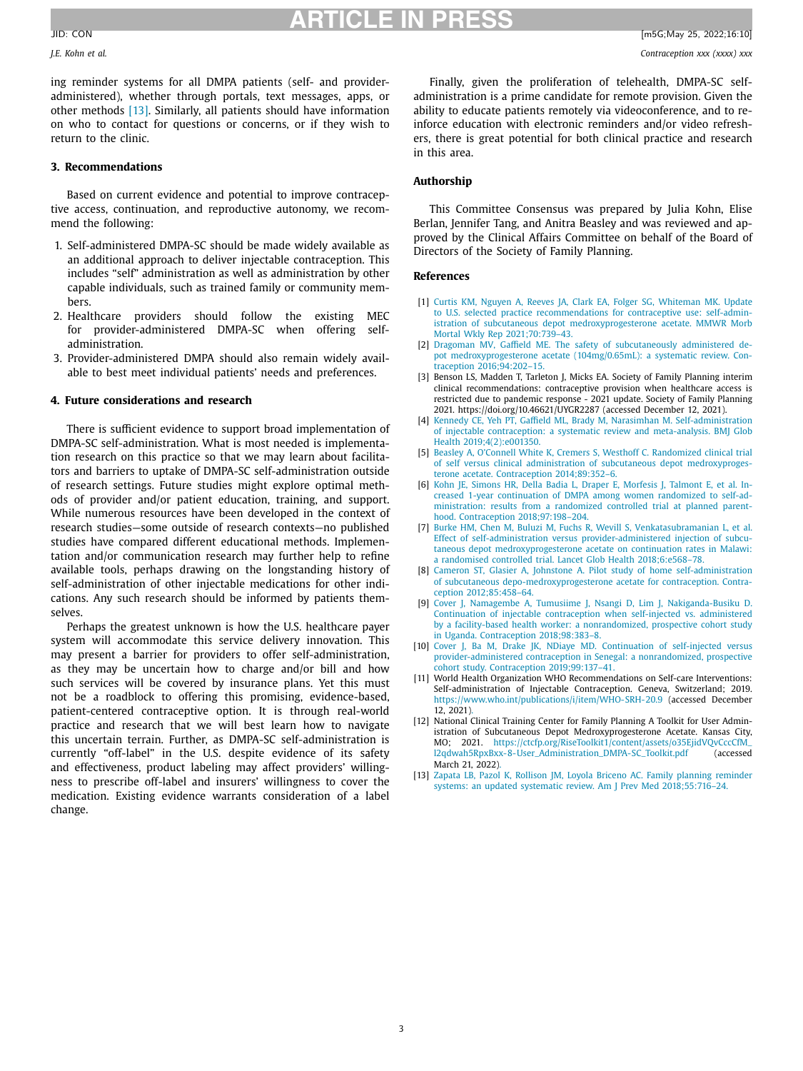ing reminder systems for all DMPA patients (self- and provider-administered), whether through portals, text messages, apps, or other methods [13]. Similarly, all patients should have information on who to contact for questions or concerns, or if they wish to return to the clinic.

## 3. Recommendations

Based on current evidence and potential to improve contraceptive access, continuation, and reproductive autonomy, we recommend the following:

1. Self-administered DMPA-SC should be made widely available as an additional approach to deliver injectable contraception. This includes "self" administration as well as administration by other capable individuals, such as trained family or community members.
2. Healthcare providers should follow the existing MEC for provider-administered DMPA-SC when offering self-administration.
3. Provider-administered DMPA should also remain widely available to best meet individual patients' needs and preferences.

## 4. Future considerations and research

There is sufficient evidence to support broad implementation of DMPA-SC self-administration. What is most needed is implementation research on this practice so that we may learn about facilitators and barriers to uptake of DMPA-SC self-administration outside of research settings. Future studies might explore optimal methods of provider and/or patient education, training, and support. While numerous resources have been developed in the context of research studies—some outside of research contexts—no published studies have compared different educational methods. Implementation and/or communication research may further help to refine available tools, perhaps drawing on the longstanding history of self-administration of other injectable medications for other indications. Any such research should be informed by patients themselves.

Perhaps the greatest unknown is how the U.S. healthcare payer system will accommodate this service delivery innovation. This may present a barrier for providers to offer self-administration, as they may be uncertain how to charge and/or bill and how such services will be covered by insurance plans. Yet this must not be a roadblock to offering this promising, evidence-based, patient-centered contraceptive option. It is through real-world practice and research that we will best learn how to navigate this uncertain terrain. Further, as DMPA-SC self-administration is currently "off-label" in the U.S. despite evidence of its safety and effectiveness, product labeling may affect providers' willingness to prescribe off-label and insurers' willingness to cover the medication. Existing evidence warrants consideration of a label change.

Finally, given the proliferation of telehealth, DMPA-SC self-administration is a prime candidate for remote provision. Given the ability to educate patients remotely via videoconference, and to reinforce education with electronic reminders and/or video refreshers, there is great potential for both clinical practice and research in this area.

## Authorship

This Committee Consensus was prepared by Julia Kohn, Elise Berlan, Jennifer Tang, and Anitra Beasley and was reviewed and approved by the Clinical Affairs Committee on behalf of the Board of Directors of the Society of Family Planning.

## References

[1] Curtis KM, Nguyen A, Reeves JA, Clark EA, Folger SG, Whiteman MK. Update to U.S. selected practice recommendations for contraceptive use: self-administration of subcutaneous depot medroxyprogesterone acetate. MMWR Morb Mortal Wkly Rep 2021;70:739–43.

[2] Dragoman MV, Gaffield ME. The safety of subcutaneously administered depot medroxyprogesterone acetate (104mg/0.65mL): a systematic review. Contraception 2016;94:202–15.

[3] Benson LS, Madden T, Tarleton J, Micks EA. Society of Family Planning interim clinical recommendations: contraceptive provision when healthcare access is restricted due to pandemic response - 2021 update. Society of Family Planning 2021. https://doi.org/10.46621/UYGR2287 (accessed December 12, 2021).

[4] Kennedy CE, Yeh PT, Gaffield ML, Brady M, Narasimhan M. Self-administration of injectable contraception: a systematic review and meta-analysis. BMJ Glob Health 2019;4(2):e001350.

[5] Beasley A, O'Connell White K, Cremers S, Westhoff C. Randomized clinical trial of self versus clinical administration of subcutaneous depot medroxyprogesterone acetate. Contraception 2014;89:352–6.

[6] Kohn JE, Simons HR, Della Badia L, Draper E, Morfesis J, Talmont E, et al. Increased 1-year continuation of DMPA among women randomized to self-administration: results from a randomized controlled trial at planned parenthood. Contraception 2018;97:198–204.

[7] Burke HM, Chen M, Buluzi M, Fuchs R, Wevill S, Venkatasubramanian L, et al. Effect of self-administration versus provider-administered injection of subcutaneous depot medroxyprogesterone acetate on continuation rates in Malawi: a randomised controlled trial. Lancet Glob Health 2018;6:e568–78.

[8] Cameron ST, Glasier A, Johnstone A. Pilot study of home self-administration of subcutaneous depo-medroxyprogesterone acetate for contraception. Contraception 2012;85:458–64.

[9] Cover J, Namagembe A, Tumusiime J, Nsangi D, Lim J, Nakiganda-Busiku D. Continuation of injectable contraception when self-injected vs. administered by a facility-based health worker: a nonrandomized, prospective cohort study in Uganda. Contraception 2018;98:383–8.

[10] Cover J, Ba M, Drake JK, NDiaye MD. Continuation of self-injected versus provider-administered contraception in Senegal: a nonrandomized, prospective cohort study. Contraception 2019;99:137–41.

[11] World Health Organization WHO Recommendations on Self-care Interventions: Self-administration of Injectable Contraception. Geneva, Switzerland; 2019. https://www.who.int/publications/i/item/WHO-SRH-20.9 (accessed December 12, 2021).

[12] National Clinical Training Center for Family Planning A Toolkit for User Administration of Subcutaneous Depot Medroxyprogesterone Acetate. Kansas City, MO; 2021. https://ctcfp.org/RiseToolkit1/content/assets/o35EjidVQvCccCfM_l2qdwah5RpxBxx-8-User_Administration_DMPA-SC_Toolkit.pdf (accessed March 21, 2022).

[13] Zapata LB, Pazol K, Rollison JM, Loyola Briceno AC. Family planning reminder systems: an updated systematic review. Am J Prev Med 2018;55:716–24.